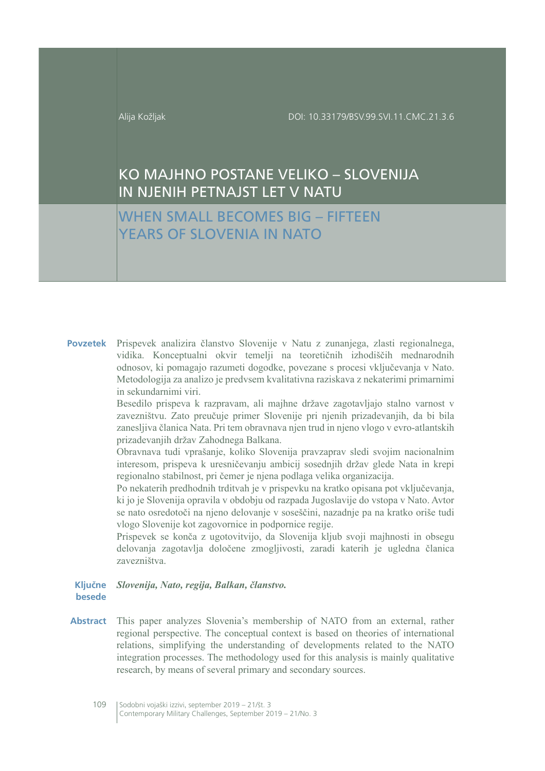Alija Kožljak

DOI: 10.33179/BSV.99.SVI.11.CMC.21.3.6

# KO MAJHNO POSTANE VELIKO – SLOVENIJA IN NJENIH PETNAJST LET V NATU

# WHEN SMALL BECOMES BIG – FIFTEEN YEARS OF SLOVENIA IN NATO

**Povzetek** Prispevek analizira članstvo Slovenije v Natu z zunanjega, zlasti regionalnega, vidika. Konceptualni okvir temelji na teoretičnih izhodiščih mednarodnih odnosov, ki pomagajo razumeti dogodke, povezane s procesi vključevanja v Nato. Metodologija za analizo je predvsem kvalitativna raziskava z nekaterimi primarnimi in sekundarnimi viri.

Besedilo prispeva k razpravam, ali majhne države zagotavljajo stalno varnost v zavezništvu. Zato preučuje primer Slovenije pri njenih prizadevanjih, da bi bila zanesljiva članica Nata. Pri tem obravnava njen trud in njeno vlogo v evro-atlantskih prizadevanjih držav Zahodnega Balkana.

Obravnava tudi vprašanje, koliko Slovenija pravzaprav sledi svojim nacionalnim interesom, prispeva k uresničevanju ambicij sosednjih držav glede Nata in krepi regionalno stabilnost, pri čemer je njena podlaga velika organizacija.

Po nekaterih predhodnih trditvah je v prispevku na kratko opisana pot vključevanja, ki jo je Slovenija opravila v obdobju od razpada Jugoslavije do vstopa v Nato. Avtor se nato osredotoči na njeno delovanje v soseščini, nazadnje pa na kratko oriše tudi vlogo Slovenije kot zagovornice in podpornice regije.

Prispevek se konča z ugotovitvijo, da Slovenija kljub svoji majhnosti in obsegu delovanja zagotavlja določene zmogljivosti, zaradi katerih je ugledna članica zavezništva.

**Ključne besede** *Slovenija, Nato, regija, Balkan, članstvo.*

**Abstract** This paper analyzes Slovenia's membership of NATO from an external, rather regional perspective. The conceptual context is based on theories of international relations, simplifying the understanding of developments related to the NATO integration processes. The methodology used for this analysis is mainly qualitative research, by means of several primary and secondary sources.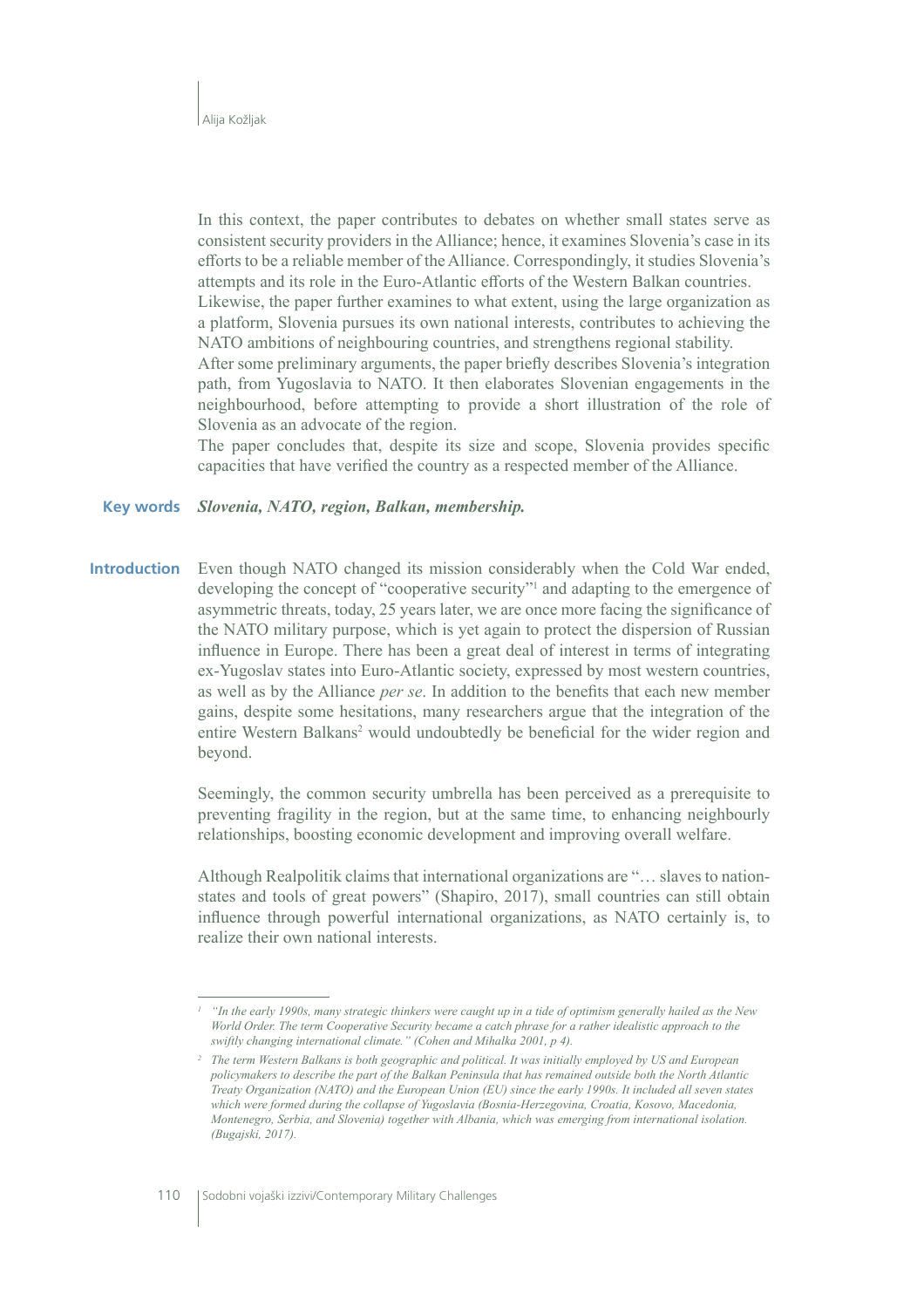In this context, the paper contributes to debates on whether small states serve as consistent security providers in the Alliance; hence, it examines Slovenia's case in its efforts to be a reliable member of the Alliance. Correspondingly, it studies Slovenia's attempts and its role in the Euro-Atlantic efforts of the Western Balkan countries.
Likewise, the paper further examines to what extent, using the large organization as a platform, Slovenia pursues its own national interests, contributes to achieving the NATO ambitions of neighbouring countries, and strengthens regional stability.
After some preliminary arguments, the paper briefly describes Slovenia's integration path, from Yugoslavia to NATO. It then elaborates Slovenian engagements in the neighbourhood, before attempting to provide a short illustration of the role of Slovenia as an advocate of the region.
The paper concludes that, despite its size and scope, Slovenia provides specific capacities that have verified the country as a respected member of the Alliance.

**Key words** ***Slovenia, NATO, region, Balkan, membership.***

## Introduction

Even though NATO changed its mission considerably when the Cold War ended, developing the concept of "cooperative security"[1] and adapting to the emergence of asymmetric threats, today, 25 years later, we are once more facing the significance of the NATO military purpose, which is yet again to protect the dispersion of Russian influence in Europe. There has been a great deal of interest in terms of integrating ex-Yugoslav states into Euro-Atlantic society, expressed by most western countries, as well as by the Alliance *per se*. In addition to the benefits that each new member gains, despite some hesitations, many researchers argue that the integration of the entire Western Balkans[2] would undoubtedly be beneficial for the wider region and beyond.

Seemingly, the common security umbrella has been perceived as a prerequisite to preventing fragility in the region, but at the same time, to enhancing neighbourly relationships, boosting economic development and improving overall welfare.

Although Realpolitik claims that international organizations are "… slaves to nation-states and tools of great powers" (Shapiro, 2017), small countries can still obtain influence through powerful international organizations, as NATO certainly is, to realize their own national interests.

---

[1] *"In the early 1990s, many strategic thinkers were caught up in a tide of optimism generally hailed as the New World Order. The term Cooperative Security became a catch phrase for a rather idealistic approach to the swiftly changing international climate." (Cohen and Mihalka 2001, p 4).*

[2] *The term Western Balkans is both geographic and political. It was initially employed by US and European policymakers to describe the part of the Balkan Peninsula that has remained outside both the North Atlantic Treaty Organization (NATO) and the European Union (EU) since the early 1990s. It included all seven states which were formed during the collapse of Yugoslavia (Bosnia-Herzegovina, Croatia, Kosovo, Macedonia, Montenegro, Serbia, and Slovenia) together with Albania, which was emerging from international isolation. (Bugajski, 2017).*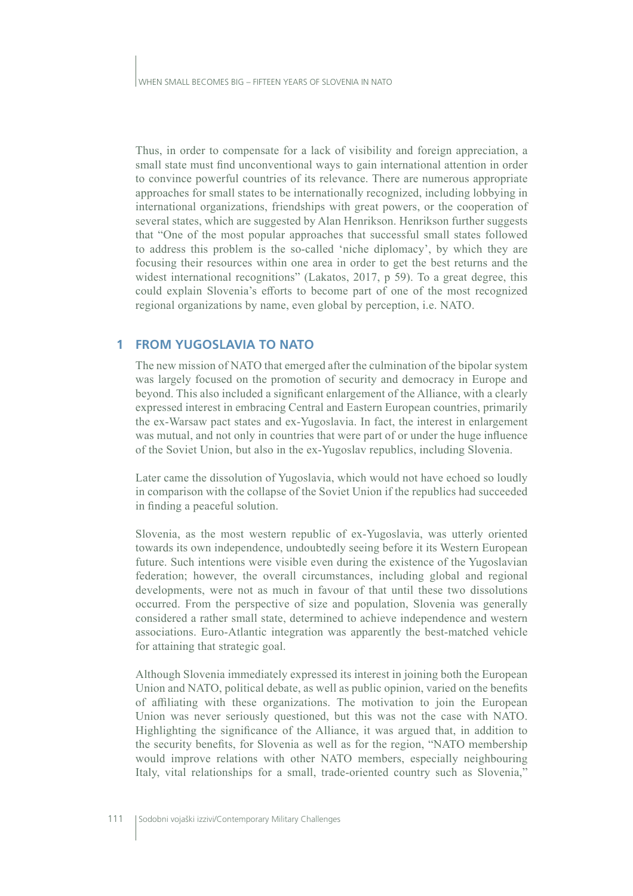Thus, in order to compensate for a lack of visibility and foreign appreciation, a small state must find unconventional ways to gain international attention in order to convince powerful countries of its relevance. There are numerous appropriate approaches for small states to be internationally recognized, including lobbying in international organizations, friendships with great powers, or the cooperation of several states, which are suggested by Alan Henrikson. Henrikson further suggests that "One of the most popular approaches that successful small states followed to address this problem is the so-called 'niche diplomacy', by which they are focusing their resources within one area in order to get the best returns and the widest international recognitions" (Lakatos, 2017, p 59). To a great degree, this could explain Slovenia's efforts to become part of one of the most recognized regional organizations by name, even global by perception, i.e. NATO.

## 1 FROM YUGOSLAVIA TO NATO

The new mission of NATO that emerged after the culmination of the bipolar system was largely focused on the promotion of security and democracy in Europe and beyond. This also included a significant enlargement of the Alliance, with a clearly expressed interest in embracing Central and Eastern European countries, primarily the ex-Warsaw pact states and ex-Yugoslavia. In fact, the interest in enlargement was mutual, and not only in countries that were part of or under the huge influence of the Soviet Union, but also in the ex-Yugoslav republics, including Slovenia.

Later came the dissolution of Yugoslavia, which would not have echoed so loudly in comparison with the collapse of the Soviet Union if the republics had succeeded in finding a peaceful solution.

Slovenia, as the most western republic of ex-Yugoslavia, was utterly oriented towards its own independence, undoubtedly seeing before it its Western European future. Such intentions were visible even during the existence of the Yugoslavian federation; however, the overall circumstances, including global and regional developments, were not as much in favour of that until these two dissolutions occurred. From the perspective of size and population, Slovenia was generally considered a rather small state, determined to achieve independence and western associations. Euro-Atlantic integration was apparently the best-matched vehicle for attaining that strategic goal.

Although Slovenia immediately expressed its interest in joining both the European Union and NATO, political debate, as well as public opinion, varied on the benefits of affiliating with these organizations. The motivation to join the European Union was never seriously questioned, but this was not the case with NATO. Highlighting the significance of the Alliance, it was argued that, in addition to the security benefits, for Slovenia as well as for the region, "NATO membership would improve relations with other NATO members, especially neighbouring Italy, vital relationships for a small, trade-oriented country such as Slovenia,"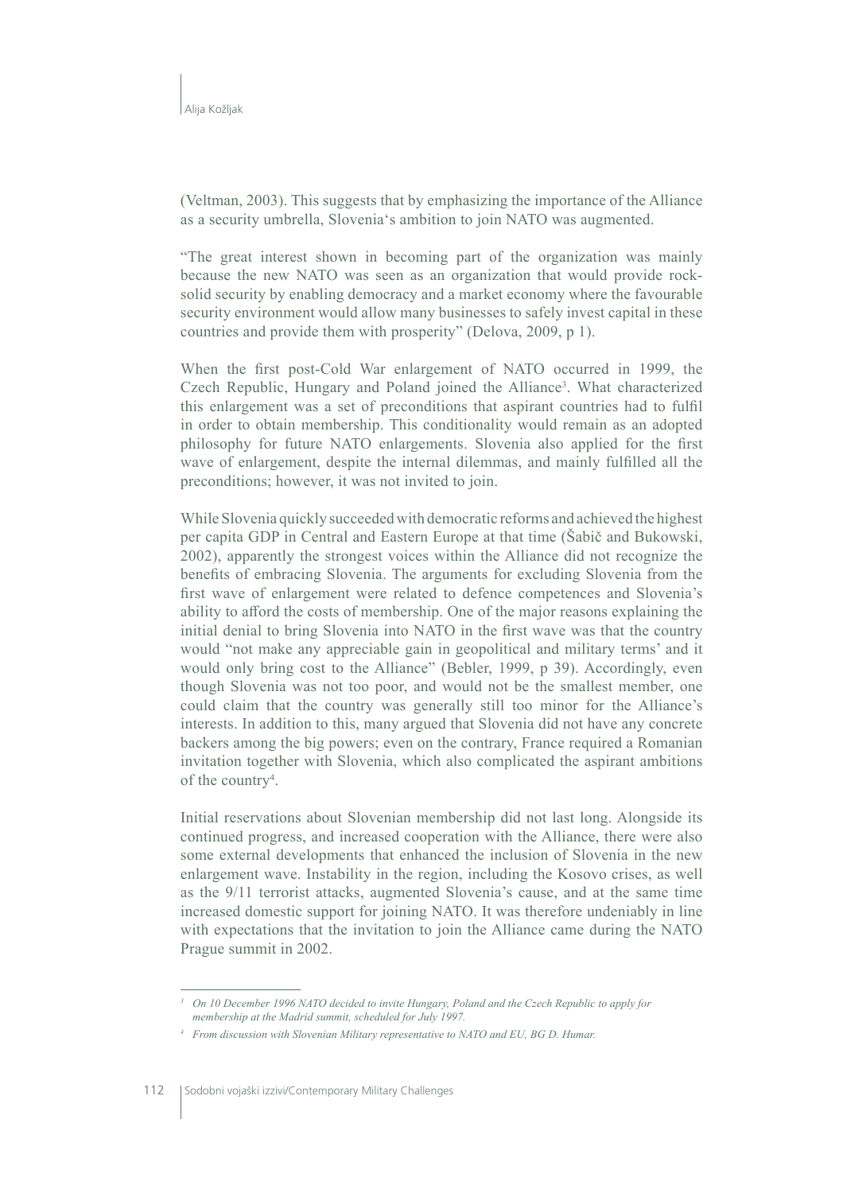(Veltman, 2003). This suggests that by emphasizing the importance of the Alliance as a security umbrella, Slovenia's ambition to join NATO was augmented.

"The great interest shown in becoming part of the organization was mainly because the new NATO was seen as an organization that would provide rock-solid security by enabling democracy and a market economy where the favourable security environment would allow many businesses to safely invest capital in these countries and provide them with prosperity" (Delova, 2009, p 1).

When the first post-Cold War enlargement of NATO occurred in 1999, the Czech Republic, Hungary and Poland joined the Alliance[3]. What characterized this enlargement was a set of preconditions that aspirant countries had to fulfil in order to obtain membership. This conditionality would remain as an adopted philosophy for future NATO enlargements. Slovenia also applied for the first wave of enlargement, despite the internal dilemmas, and mainly fulfilled all the preconditions; however, it was not invited to join.

While Slovenia quickly succeeded with democratic reforms and achieved the highest per capita GDP in Central and Eastern Europe at that time (Šabič and Bukowski, 2002), apparently the strongest voices within the Alliance did not recognize the benefits of embracing Slovenia. The arguments for excluding Slovenia from the first wave of enlargement were related to defence competences and Slovenia's ability to afford the costs of membership. One of the major reasons explaining the initial denial to bring Slovenia into NATO in the first wave was that the country would "not make any appreciable gain in geopolitical and military terms' and it would only bring cost to the Alliance" (Bebler, 1999, p 39). Accordingly, even though Slovenia was not too poor, and would not be the smallest member, one could claim that the country was generally still too minor for the Alliance's interests. In addition to this, many argued that Slovenia did not have any concrete backers among the big powers; even on the contrary, France required a Romanian invitation together with Slovenia, which also complicated the aspirant ambitions of the country[4].

Initial reservations about Slovenian membership did not last long. Alongside its continued progress, and increased cooperation with the Alliance, there were also some external developments that enhanced the inclusion of Slovenia in the new enlargement wave. Instability in the region, including the Kosovo crises, as well as the 9/11 terrorist attacks, augmented Slovenia's cause, and at the same time increased domestic support for joining NATO. It was therefore undeniably in line with expectations that the invitation to join the Alliance came during the NATO Prague summit in 2002.

---

[3] *On 10 December 1996 NATO decided to invite Hungary, Poland and the Czech Republic to apply for membership at the Madrid summit, scheduled for July 1997.*

[4] *From discussion with Slovenian Military representative to NATO and EU, BG D. Humar.*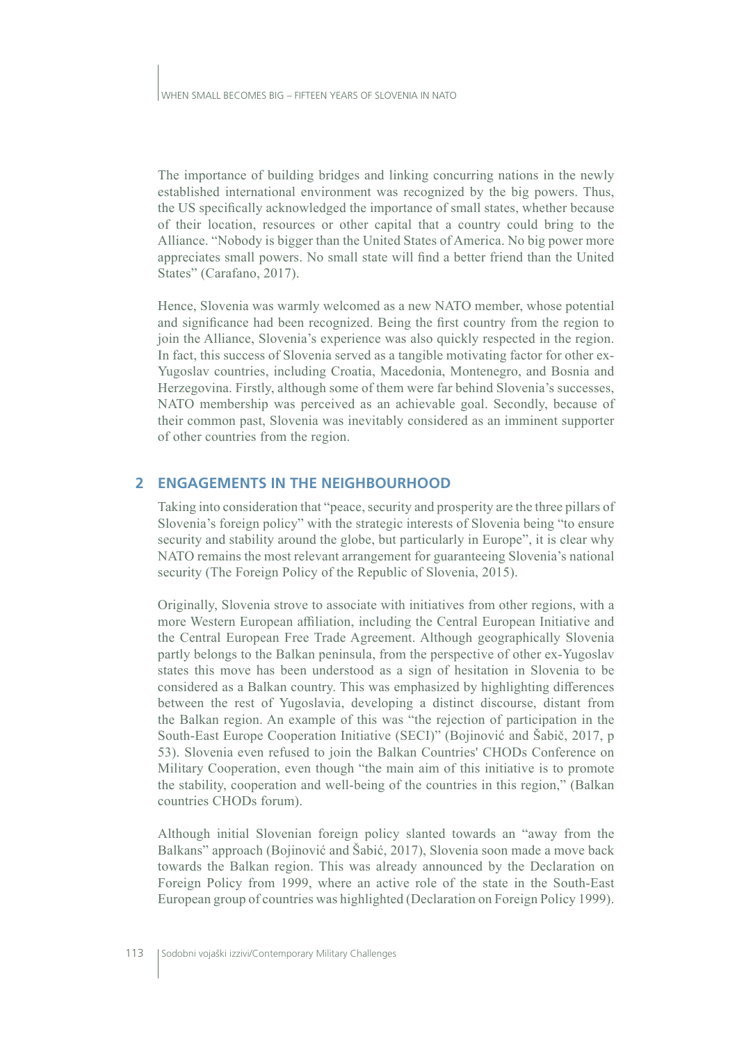The importance of building bridges and linking concurring nations in the newly established international environment was recognized by the big powers. Thus, the US specifically acknowledged the importance of small states, whether because of their location, resources or other capital that a country could bring to the Alliance. "Nobody is bigger than the United States of America. No big power more appreciates small powers. No small state will find a better friend than the United States" (Carafano, 2017).

Hence, Slovenia was warmly welcomed as a new NATO member, whose potential and significance had been recognized. Being the first country from the region to join the Alliance, Slovenia's experience was also quickly respected in the region. In fact, this success of Slovenia served as a tangible motivating factor for other ex-Yugoslav countries, including Croatia, Macedonia, Montenegro, and Bosnia and Herzegovina. Firstly, although some of them were far behind Slovenia's successes, NATO membership was perceived as an achievable goal. Secondly, because of their common past, Slovenia was inevitably considered as an imminent supporter of other countries from the region.

## 2 ENGAGEMENTS IN THE NEIGHBOURHOOD

Taking into consideration that "peace, security and prosperity are the three pillars of Slovenia's foreign policy" with the strategic interests of Slovenia being "to ensure security and stability around the globe, but particularly in Europe", it is clear why NATO remains the most relevant arrangement for guaranteeing Slovenia's national security (The Foreign Policy of the Republic of Slovenia, 2015).

Originally, Slovenia strove to associate with initiatives from other regions, with a more Western European affiliation, including the Central European Initiative and the Central European Free Trade Agreement. Although geographically Slovenia partly belongs to the Balkan peninsula, from the perspective of other ex-Yugoslav states this move has been understood as a sign of hesitation in Slovenia to be considered as a Balkan country. This was emphasized by highlighting differences between the rest of Yugoslavia, developing a distinct discourse, distant from the Balkan region. An example of this was "the rejection of participation in the South-East Europe Cooperation Initiative (SECI)" (Bojinović and Šabič, 2017, p 53). Slovenia even refused to join the Balkan Countries' CHODs Conference on Military Cooperation, even though "the main aim of this initiative is to promote the stability, cooperation and well-being of the countries in this region," (Balkan countries CHODs forum).

Although initial Slovenian foreign policy slanted towards an "away from the Balkans" approach (Bojinović and Šabič, 2017), Slovenia soon made a move back towards the Balkan region. This was already announced by the Declaration on Foreign Policy from 1999, where an active role of the state in the South-East European group of countries was highlighted (Declaration on Foreign Policy 1999).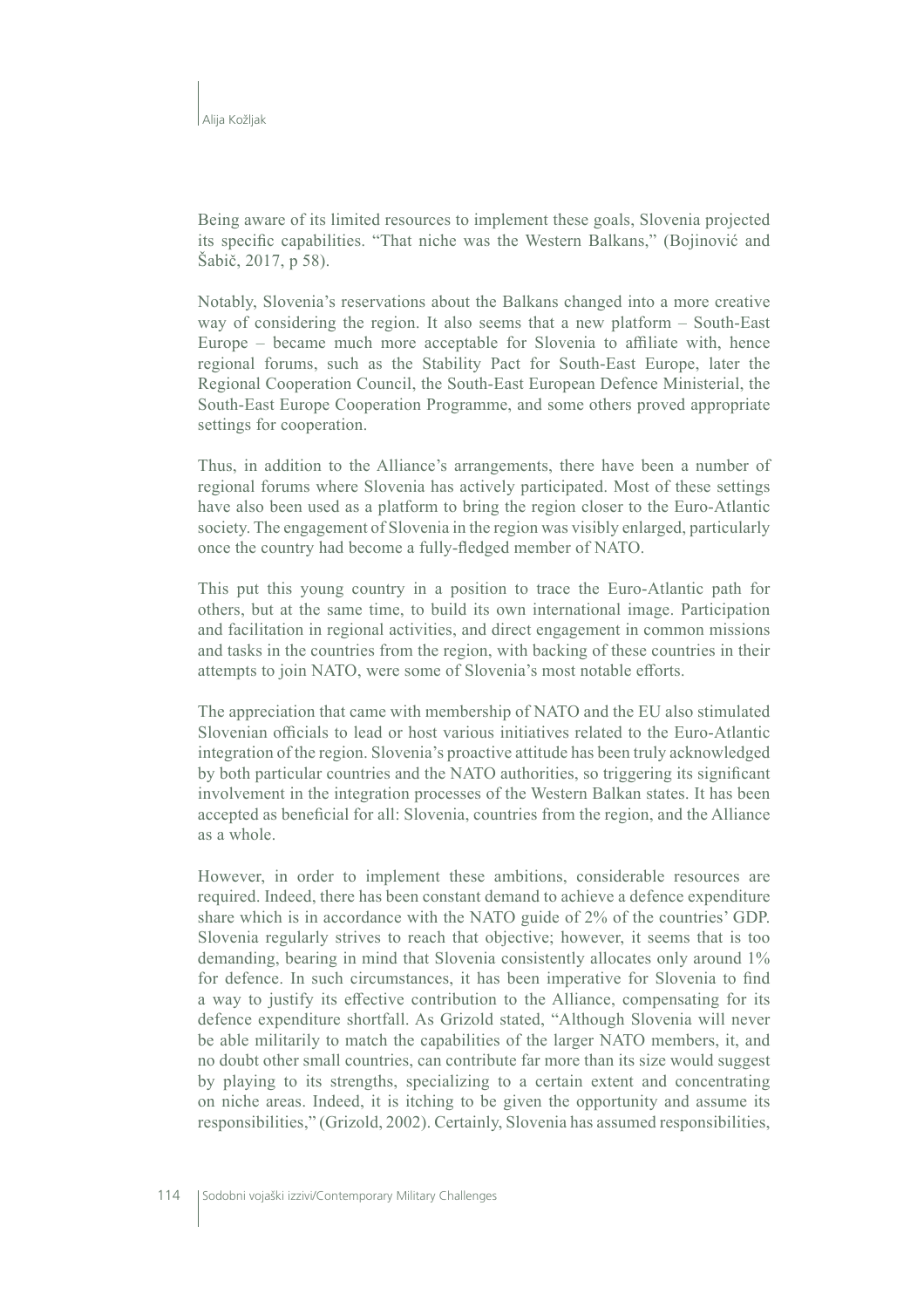Being aware of its limited resources to implement these goals, Slovenia projected its specific capabilities. "That niche was the Western Balkans," (Bojinović and Šabič, 2017, p 58).

Notably, Slovenia's reservations about the Balkans changed into a more creative way of considering the region. It also seems that a new platform – South-East Europe – became much more acceptable for Slovenia to affiliate with, hence regional forums, such as the Stability Pact for South-East Europe, later the Regional Cooperation Council, the South-East European Defence Ministerial, the South-East Europe Cooperation Programme, and some others proved appropriate settings for cooperation.

Thus, in addition to the Alliance's arrangements, there have been a number of regional forums where Slovenia has actively participated. Most of these settings have also been used as a platform to bring the region closer to the Euro-Atlantic society. The engagement of Slovenia in the region was visibly enlarged, particularly once the country had become a fully-fledged member of NATO.

This put this young country in a position to trace the Euro-Atlantic path for others, but at the same time, to build its own international image. Participation and facilitation in regional activities, and direct engagement in common missions and tasks in the countries from the region, with backing of these countries in their attempts to join NATO, were some of Slovenia's most notable efforts.

The appreciation that came with membership of NATO and the EU also stimulated Slovenian officials to lead or host various initiatives related to the Euro-Atlantic integration of the region. Slovenia's proactive attitude has been truly acknowledged by both particular countries and the NATO authorities, so triggering its significant involvement in the integration processes of the Western Balkan states. It has been accepted as beneficial for all: Slovenia, countries from the region, and the Alliance as a whole.

However, in order to implement these ambitions, considerable resources are required. Indeed, there has been constant demand to achieve a defence expenditure share which is in accordance with the NATO guide of 2% of the countries' GDP. Slovenia regularly strives to reach that objective; however, it seems that is too demanding, bearing in mind that Slovenia consistently allocates only around 1% for defence. In such circumstances, it has been imperative for Slovenia to find a way to justify its effective contribution to the Alliance, compensating for its defence expenditure shortfall. As Grizold stated, "Although Slovenia will never be able militarily to match the capabilities of the larger NATO members, it, and no doubt other small countries, can contribute far more than its size would suggest by playing to its strengths, specializing to a certain extent and concentrating on niche areas. Indeed, it is itching to be given the opportunity and assume its responsibilities," (Grizold, 2002). Certainly, Slovenia has assumed responsibilities,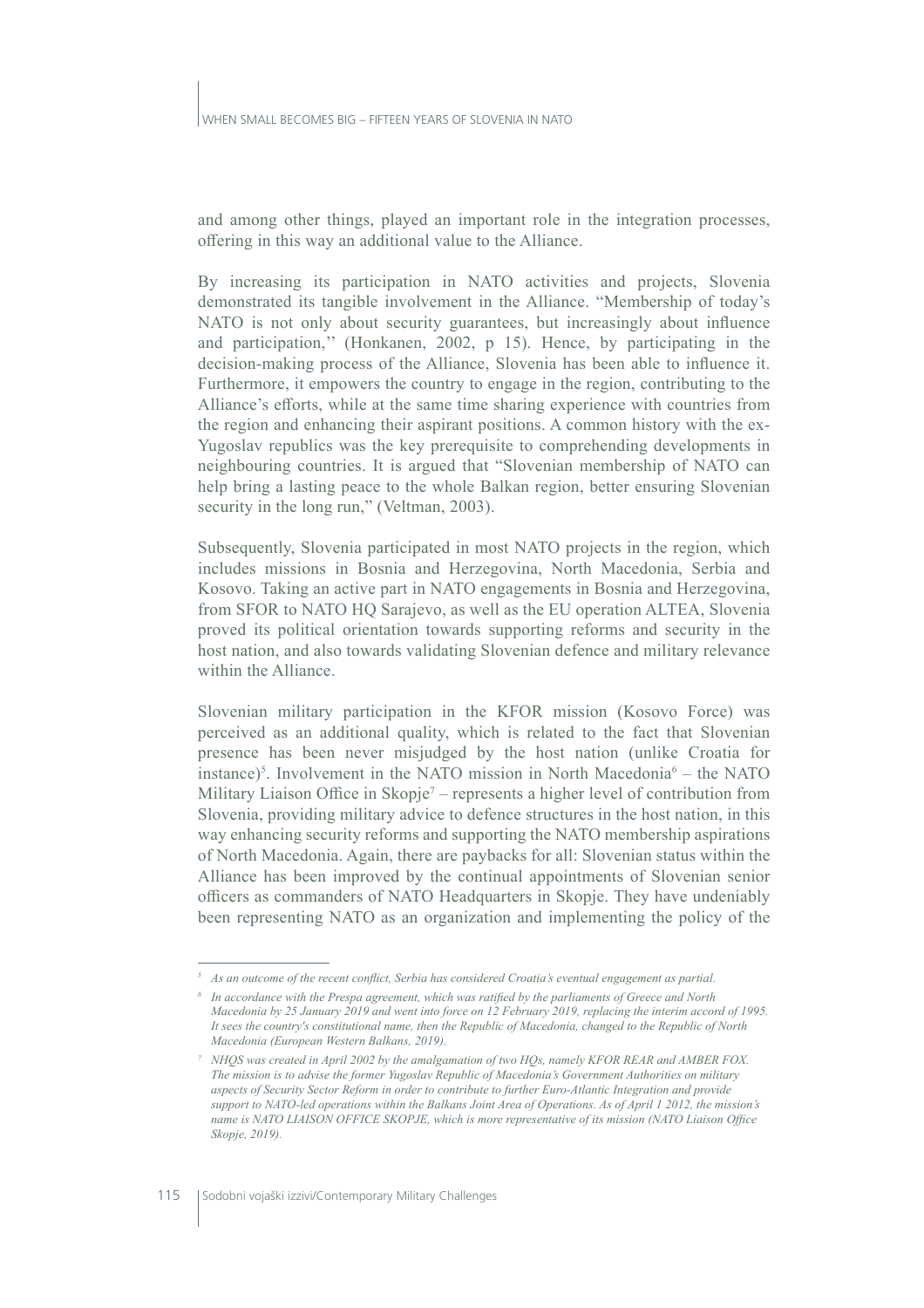and among other things, played an important role in the integration processes, offering in this way an additional value to the Alliance.

By increasing its participation in NATO activities and projects, Slovenia demonstrated its tangible involvement in the Alliance. "Membership of today's NATO is not only about security guarantees, but increasingly about influence and participation,'' (Honkanen, 2002, p 15). Hence, by participating in the decision-making process of the Alliance, Slovenia has been able to influence it. Furthermore, it empowers the country to engage in the region, contributing to the Alliance's efforts, while at the same time sharing experience with countries from the region and enhancing their aspirant positions. A common history with the ex-Yugoslav republics was the key prerequisite to comprehending developments in neighbouring countries. It is argued that "Slovenian membership of NATO can help bring a lasting peace to the whole Balkan region, better ensuring Slovenian security in the long run," (Veltman, 2003).

Subsequently, Slovenia participated in most NATO projects in the region, which includes missions in Bosnia and Herzegovina, North Macedonia, Serbia and Kosovo. Taking an active part in NATO engagements in Bosnia and Herzegovina, from SFOR to NATO HQ Sarajevo, as well as the EU operation ALTEA, Slovenia proved its political orientation towards supporting reforms and security in the host nation, and also towards validating Slovenian defence and military relevance within the Alliance.

Slovenian military participation in the KFOR mission (Kosovo Force) was perceived as an additional quality, which is related to the fact that Slovenian presence has been never misjudged by the host nation (unlike Croatia for instance)[5]. Involvement in the NATO mission in North Macedonia[6] – the NATO Military Liaison Office in Skopje[7] – represents a higher level of contribution from Slovenia, providing military advice to defence structures in the host nation, in this way enhancing security reforms and supporting the NATO membership aspirations of North Macedonia. Again, there are paybacks for all: Slovenian status within the Alliance has been improved by the continual appointments of Slovenian senior officers as commanders of NATO Headquarters in Skopje. They have undeniably been representing NATO as an organization and implementing the policy of the

---

*[5] As an outcome of the recent conflict, Serbia has considered Croatia's eventual engagement as partial.*

*[6] In accordance with the Prespa agreement, which was ratified by the parliaments of Greece and North Macedonia by 25 January 2019 and went into force on 12 February 2019, replacing the interim accord of 1995. It sees the country's constitutional name, then the Republic of Macedonia, changed to the Republic of North Macedonia (European Western Balkans, 2019).*

*[7] NHQS was created in April 2002 by the amalgamation of two HQs, namely KFOR REAR and AMBER FOX. The mission is to advise the former Yugoslav Republic of Macedonia's Government Authorities on military aspects of Security Sector Reform in order to contribute to further Euro-Atlantic Integration and provide support to NATO-led operations within the Balkans Joint Area of Operations. As of April 1 2012, the mission's name is NATO LIAISON OFFICE SKOPJE, which is more representative of its mission (NATO Liaison Office Skopje, 2019).*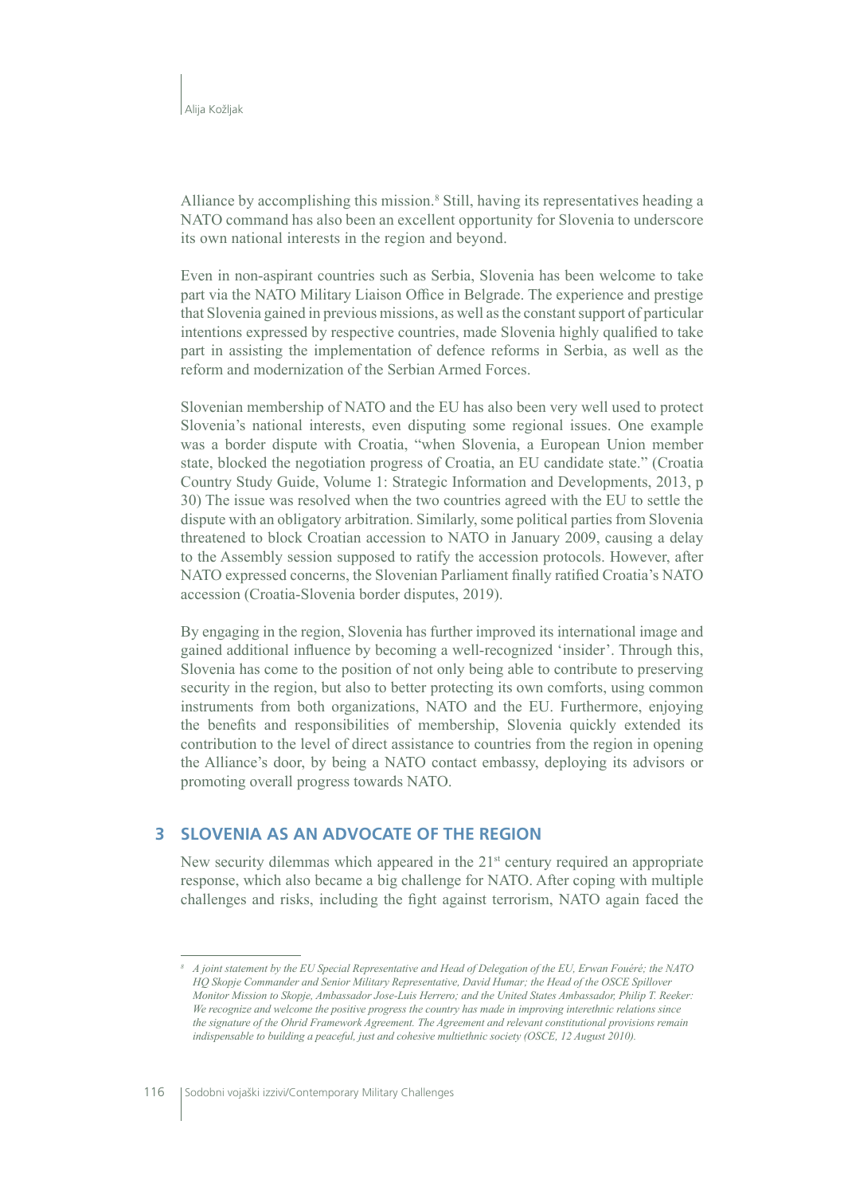Alliance by accomplishing this mission.[8] Still, having its representatives heading a NATO command has also been an excellent opportunity for Slovenia to underscore its own national interests in the region and beyond.

Even in non-aspirant countries such as Serbia, Slovenia has been welcome to take part via the NATO Military Liaison Office in Belgrade. The experience and prestige that Slovenia gained in previous missions, as well as the constant support of particular intentions expressed by respective countries, made Slovenia highly qualified to take part in assisting the implementation of defence reforms in Serbia, as well as the reform and modernization of the Serbian Armed Forces.

Slovenian membership of NATO and the EU has also been very well used to protect Slovenia's national interests, even disputing some regional issues. One example was a border dispute with Croatia, "when Slovenia, a European Union member state, blocked the negotiation progress of Croatia, an EU candidate state." (Croatia Country Study Guide, Volume 1: Strategic Information and Developments, 2013, p 30) The issue was resolved when the two countries agreed with the EU to settle the dispute with an obligatory arbitration. Similarly, some political parties from Slovenia threatened to block Croatian accession to NATO in January 2009, causing a delay to the Assembly session supposed to ratify the accession protocols. However, after NATO expressed concerns, the Slovenian Parliament finally ratified Croatia's NATO accession (Croatia-Slovenia border disputes, 2019).

By engaging in the region, Slovenia has further improved its international image and gained additional influence by becoming a well-recognized 'insider'. Through this, Slovenia has come to the position of not only being able to contribute to preserving security in the region, but also to better protecting its own comforts, using common instruments from both organizations, NATO and the EU. Furthermore, enjoying the benefits and responsibilities of membership, Slovenia quickly extended its contribution to the level of direct assistance to countries from the region in opening the Alliance's door, by being a NATO contact embassy, deploying its advisors or promoting overall progress towards NATO.

## 3 SLOVENIA AS AN ADVOCATE OF THE REGION

New security dilemmas which appeared in the 21st century required an appropriate response, which also became a big challenge for NATO. After coping with multiple challenges and risks, including the fight against terrorism, NATO again faced the

---

[8] *A joint statement by the EU Special Representative and Head of Delegation of the EU, Erwan Fouéré; the NATO HQ Skopje Commander and Senior Military Representative, David Humar; the Head of the OSCE Spillover Monitor Mission to Skopje, Ambassador Jose-Luis Herrero; and the United States Ambassador, Philip T. Reeker: We recognize and welcome the positive progress the country has made in improving interethnic relations since the signature of the Ohrid Framework Agreement. The Agreement and relevant constitutional provisions remain indispensable to building a peaceful, just and cohesive multiethnic society (OSCE, 12 August 2010).*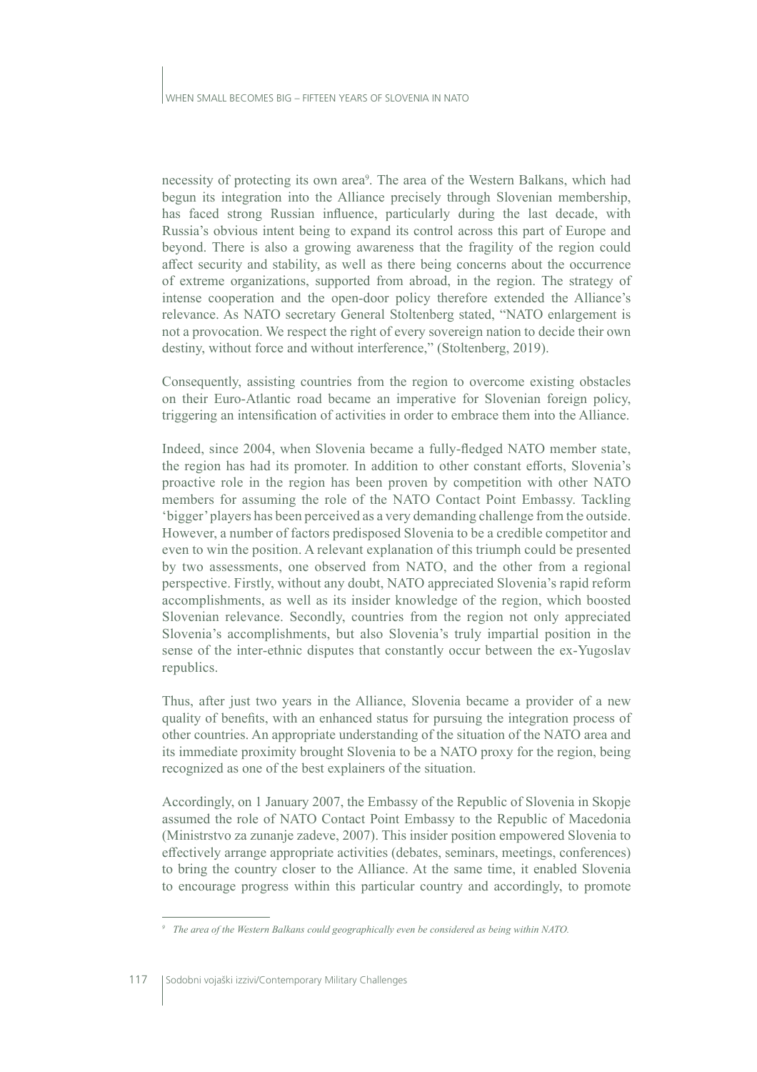necessity of protecting its own area[9]. The area of the Western Balkans, which had begun its integration into the Alliance precisely through Slovenian membership, has faced strong Russian influence, particularly during the last decade, with Russia's obvious intent being to expand its control across this part of Europe and beyond. There is also a growing awareness that the fragility of the region could affect security and stability, as well as there being concerns about the occurrence of extreme organizations, supported from abroad, in the region. The strategy of intense cooperation and the open-door policy therefore extended the Alliance's relevance. As NATO secretary General Stoltenberg stated, "NATO enlargement is not a provocation. We respect the right of every sovereign nation to decide their own destiny, without force and without interference," (Stoltenberg, 2019).

Consequently, assisting countries from the region to overcome existing obstacles on their Euro-Atlantic road became an imperative for Slovenian foreign policy, triggering an intensification of activities in order to embrace them into the Alliance.

Indeed, since 2004, when Slovenia became a fully-fledged NATO member state, the region has had its promoter. In addition to other constant efforts, Slovenia's proactive role in the region has been proven by competition with other NATO members for assuming the role of the NATO Contact Point Embassy. Tackling 'bigger' players has been perceived as a very demanding challenge from the outside. However, a number of factors predisposed Slovenia to be a credible competitor and even to win the position. A relevant explanation of this triumph could be presented by two assessments, one observed from NATO, and the other from a regional perspective. Firstly, without any doubt, NATO appreciated Slovenia's rapid reform accomplishments, as well as its insider knowledge of the region, which boosted Slovenian relevance. Secondly, countries from the region not only appreciated Slovenia's accomplishments, but also Slovenia's truly impartial position in the sense of the inter-ethnic disputes that constantly occur between the ex-Yugoslav republics.

Thus, after just two years in the Alliance, Slovenia became a provider of a new quality of benefits, with an enhanced status for pursuing the integration process of other countries. An appropriate understanding of the situation of the NATO area and its immediate proximity brought Slovenia to be a NATO proxy for the region, being recognized as one of the best explainers of the situation.

Accordingly, on 1 January 2007, the Embassy of the Republic of Slovenia in Skopje assumed the role of NATO Contact Point Embassy to the Republic of Macedonia (Ministrstvo za zunanje zadeve, 2007). This insider position empowered Slovenia to effectively arrange appropriate activities (debates, seminars, meetings, conferences) to bring the country closer to the Alliance. At the same time, it enabled Slovenia to encourage progress within this particular country and accordingly, to promote

---

[9] *The area of the Western Balkans could geographically even be considered as being within NATO.*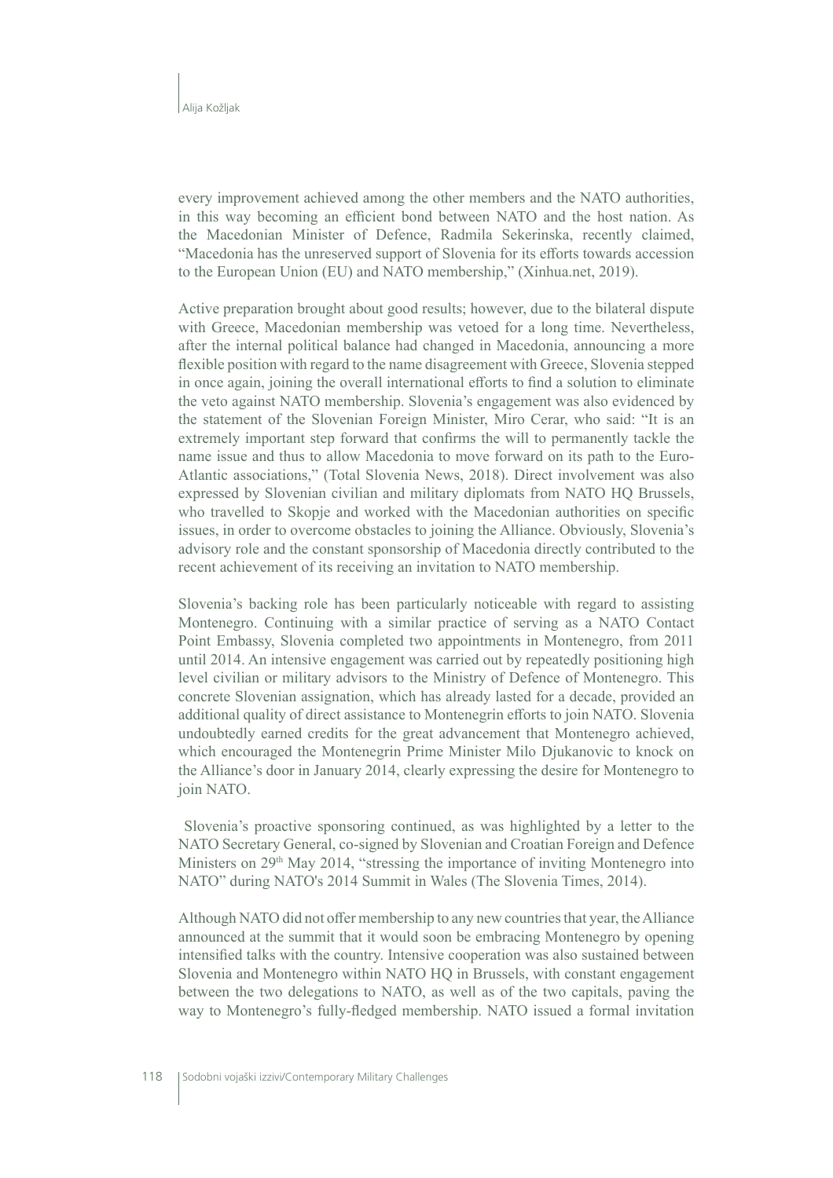every improvement achieved among the other members and the NATO authorities, in this way becoming an efficient bond between NATO and the host nation. As the Macedonian Minister of Defence, Radmila Sekerinska, recently claimed, "Macedonia has the unreserved support of Slovenia for its efforts towards accession to the European Union (EU) and NATO membership," (Xinhua.net, 2019).

Active preparation brought about good results; however, due to the bilateral dispute with Greece, Macedonian membership was vetoed for a long time. Nevertheless, after the internal political balance had changed in Macedonia, announcing a more flexible position with regard to the name disagreement with Greece, Slovenia stepped in once again, joining the overall international efforts to find a solution to eliminate the veto against NATO membership. Slovenia's engagement was also evidenced by the statement of the Slovenian Foreign Minister, Miro Cerar, who said: "It is an extremely important step forward that confirms the will to permanently tackle the name issue and thus to allow Macedonia to move forward on its path to the Euro-Atlantic associations," (Total Slovenia News, 2018). Direct involvement was also expressed by Slovenian civilian and military diplomats from NATO HQ Brussels, who travelled to Skopje and worked with the Macedonian authorities on specific issues, in order to overcome obstacles to joining the Alliance. Obviously, Slovenia's advisory role and the constant sponsorship of Macedonia directly contributed to the recent achievement of its receiving an invitation to NATO membership.

Slovenia's backing role has been particularly noticeable with regard to assisting Montenegro. Continuing with a similar practice of serving as a NATO Contact Point Embassy, Slovenia completed two appointments in Montenegro, from 2011 until 2014. An intensive engagement was carried out by repeatedly positioning high level civilian or military advisors to the Ministry of Defence of Montenegro. This concrete Slovenian assignation, which has already lasted for a decade, provided an additional quality of direct assistance to Montenegrin efforts to join NATO. Slovenia undoubtedly earned credits for the great advancement that Montenegro achieved, which encouraged the Montenegrin Prime Minister Milo Djukanovic to knock on the Alliance's door in January 2014, clearly expressing the desire for Montenegro to join NATO.

Slovenia's proactive sponsoring continued, as was highlighted by a letter to the NATO Secretary General, co-signed by Slovenian and Croatian Foreign and Defence Ministers on 29th May 2014, "stressing the importance of inviting Montenegro into NATO" during NATO's 2014 Summit in Wales (The Slovenia Times, 2014).

Although NATO did not offer membership to any new countries that year, the Alliance announced at the summit that it would soon be embracing Montenegro by opening intensified talks with the country. Intensive cooperation was also sustained between Slovenia and Montenegro within NATO HQ in Brussels, with constant engagement between the two delegations to NATO, as well as of the two capitals, paving the way to Montenegro's fully-fledged membership. NATO issued a formal invitation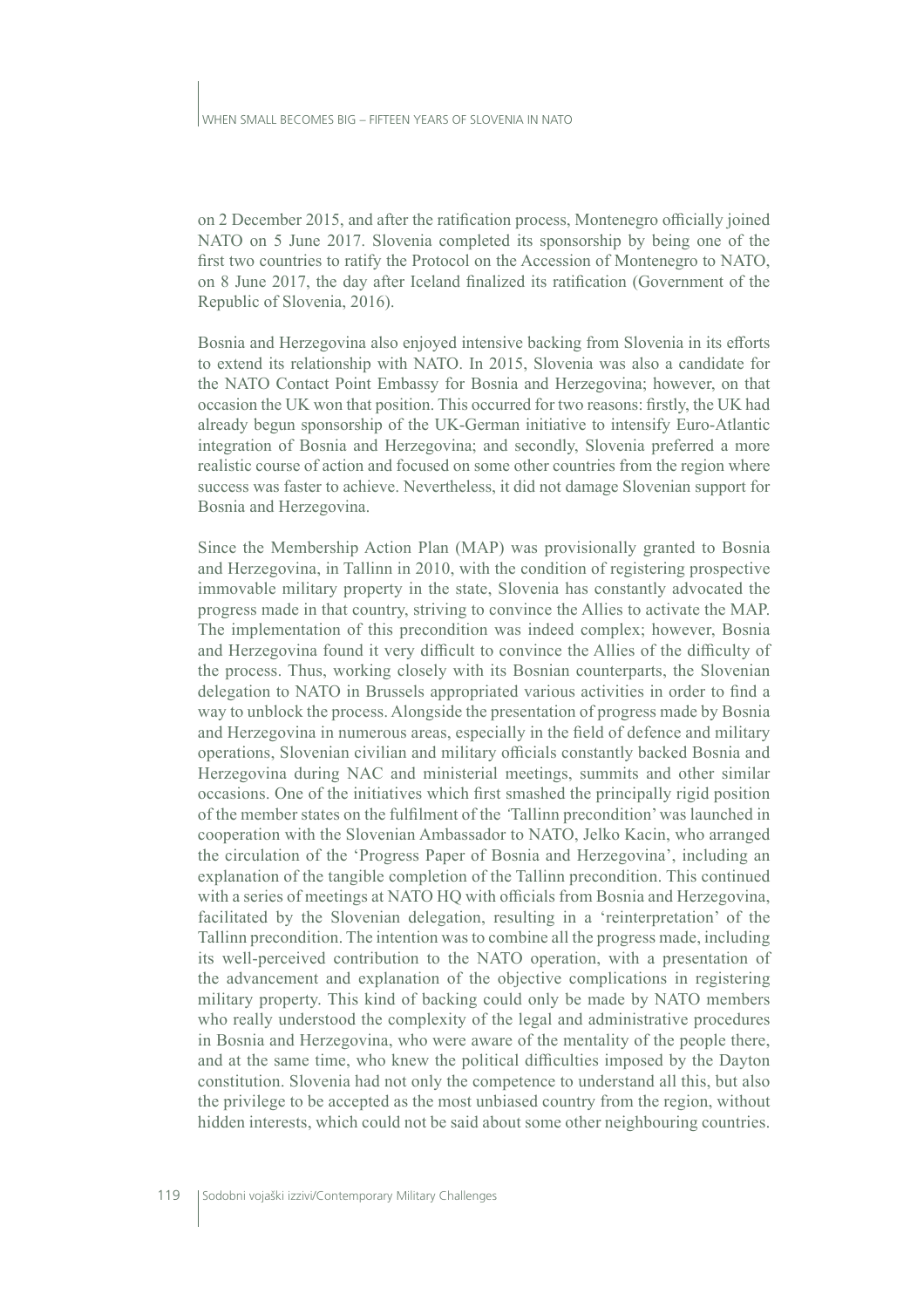on 2 December 2015, and after the ratification process, Montenegro officially joined NATO on 5 June 2017. Slovenia completed its sponsorship by being one of the first two countries to ratify the Protocol on the Accession of Montenegro to NATO, on 8 June 2017, the day after Iceland finalized its ratification (Government of the Republic of Slovenia, 2016).

Bosnia and Herzegovina also enjoyed intensive backing from Slovenia in its efforts to extend its relationship with NATO. In 2015, Slovenia was also a candidate for the NATO Contact Point Embassy for Bosnia and Herzegovina; however, on that occasion the UK won that position. This occurred for two reasons: firstly, the UK had already begun sponsorship of the UK-German initiative to intensify Euro-Atlantic integration of Bosnia and Herzegovina; and secondly, Slovenia preferred a more realistic course of action and focused on some other countries from the region where success was faster to achieve. Nevertheless, it did not damage Slovenian support for Bosnia and Herzegovina.

Since the Membership Action Plan (MAP) was provisionally granted to Bosnia and Herzegovina, in Tallinn in 2010, with the condition of registering prospective immovable military property in the state, Slovenia has constantly advocated the progress made in that country, striving to convince the Allies to activate the MAP. The implementation of this precondition was indeed complex; however, Bosnia and Herzegovina found it very difficult to convince the Allies of the difficulty of the process. Thus, working closely with its Bosnian counterparts, the Slovenian delegation to NATO in Brussels appropriated various activities in order to find a way to unblock the process. Alongside the presentation of progress made by Bosnia and Herzegovina in numerous areas, especially in the field of defence and military operations, Slovenian civilian and military officials constantly backed Bosnia and Herzegovina during NAC and ministerial meetings, summits and other similar occasions. One of the initiatives which first smashed the principally rigid position of the member states on the fulfilment of the 'Tallinn precondition' was launched in cooperation with the Slovenian Ambassador to NATO, Jelko Kacin, who arranged the circulation of the 'Progress Paper of Bosnia and Herzegovina', including an explanation of the tangible completion of the Tallinn precondition. This continued with a series of meetings at NATO HQ with officials from Bosnia and Herzegovina, facilitated by the Slovenian delegation, resulting in a 'reinterpretation' of the Tallinn precondition. The intention was to combine all the progress made, including its well-perceived contribution to the NATO operation, with a presentation of the advancement and explanation of the objective complications in registering military property. This kind of backing could only be made by NATO members who really understood the complexity of the legal and administrative procedures in Bosnia and Herzegovina, who were aware of the mentality of the people there, and at the same time, who knew the political difficulties imposed by the Dayton constitution. Slovenia had not only the competence to understand all this, but also the privilege to be accepted as the most unbiased country from the region, without hidden interests, which could not be said about some other neighbouring countries.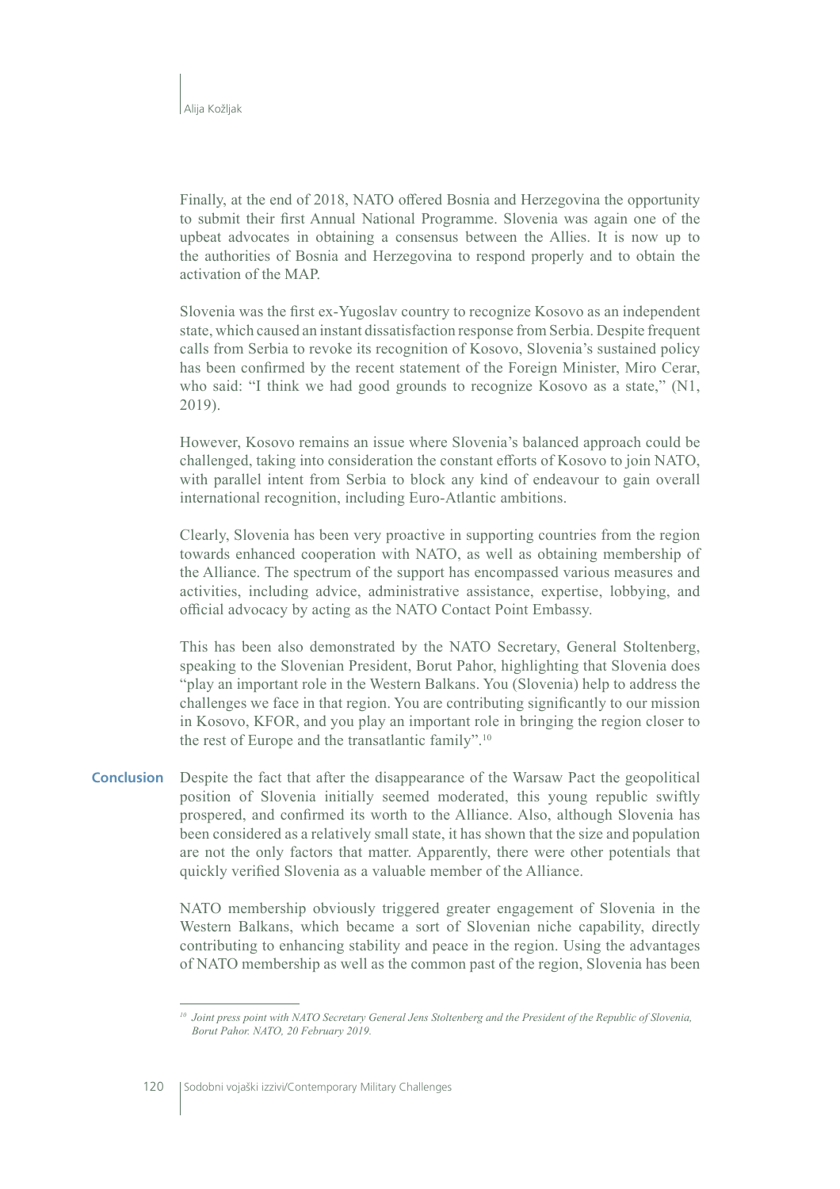Finally, at the end of 2018, NATO offered Bosnia and Herzegovina the opportunity to submit their first Annual National Programme. Slovenia was again one of the upbeat advocates in obtaining a consensus between the Allies. It is now up to the authorities of Bosnia and Herzegovina to respond properly and to obtain the activation of the MAP.

Slovenia was the first ex-Yugoslav country to recognize Kosovo as an independent state, which caused an instant dissatisfaction response from Serbia. Despite frequent calls from Serbia to revoke its recognition of Kosovo, Slovenia's sustained policy has been confirmed by the recent statement of the Foreign Minister, Miro Cerar, who said: "I think we had good grounds to recognize Kosovo as a state," (N1, 2019).

However, Kosovo remains an issue where Slovenia's balanced approach could be challenged, taking into consideration the constant efforts of Kosovo to join NATO, with parallel intent from Serbia to block any kind of endeavour to gain overall international recognition, including Euro-Atlantic ambitions.

Clearly, Slovenia has been very proactive in supporting countries from the region towards enhanced cooperation with NATO, as well as obtaining membership of the Alliance. The spectrum of the support has encompassed various measures and activities, including advice, administrative assistance, expertise, lobbying, and official advocacy by acting as the NATO Contact Point Embassy.

This has been also demonstrated by the NATO Secretary, General Stoltenberg, speaking to the Slovenian President, Borut Pahor, highlighting that Slovenia does "play an important role in the Western Balkans. You (Slovenia) help to address the challenges we face in that region. You are contributing significantly to our mission in Kosovo, KFOR, and you play an important role in bringing the region closer to the rest of Europe and the transatlantic family".[10]

## Conclusion

Despite the fact that after the disappearance of the Warsaw Pact the geopolitical position of Slovenia initially seemed moderated, this young republic swiftly prospered, and confirmed its worth to the Alliance. Also, although Slovenia has been considered as a relatively small state, it has shown that the size and population are not the only factors that matter. Apparently, there were other potentials that quickly verified Slovenia as a valuable member of the Alliance.

NATO membership obviously triggered greater engagement of Slovenia in the Western Balkans, which became a sort of Slovenian niche capability, directly contributing to enhancing stability and peace in the region. Using the advantages of NATO membership as well as the common past of the region, Slovenia has been

---

[10] *Joint press point with NATO Secretary General Jens Stoltenberg and the President of the Republic of Slovenia, Borut Pahor. NATO, 20 February 2019.*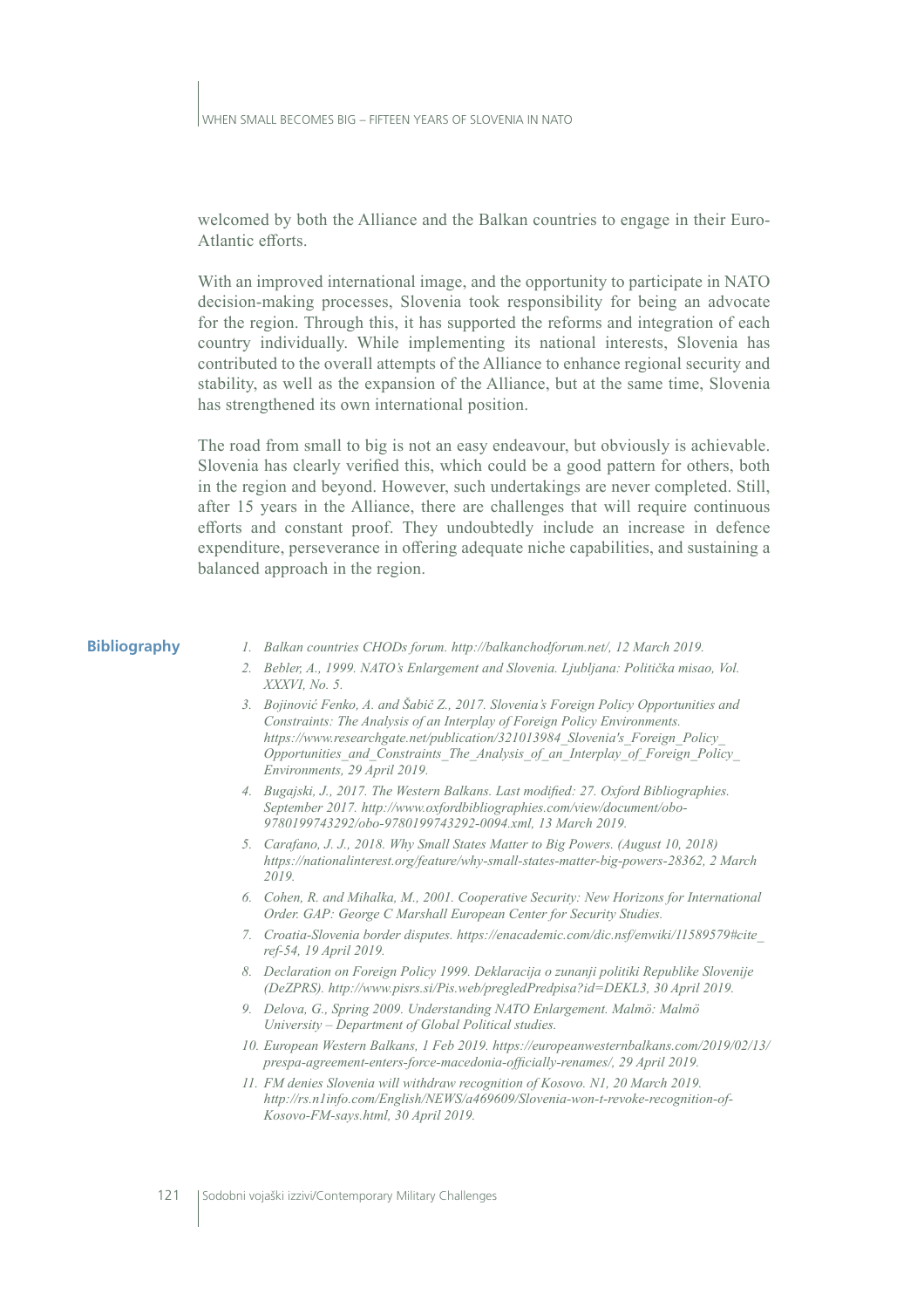welcomed by both the Alliance and the Balkan countries to engage in their Euro-Atlantic efforts.

With an improved international image, and the opportunity to participate in NATO decision-making processes, Slovenia took responsibility for being an advocate for the region. Through this, it has supported the reforms and integration of each country individually. While implementing its national interests, Slovenia has contributed to the overall attempts of the Alliance to enhance regional security and stability, as well as the expansion of the Alliance, but at the same time, Slovenia has strengthened its own international position.

The road from small to big is not an easy endeavour, but obviously is achievable. Slovenia has clearly verified this, which could be a good pattern for others, both in the region and beyond. However, such undertakings are never completed. Still, after 15 years in the Alliance, there are challenges that will require continuous efforts and constant proof. They undoubtedly include an increase in defence expenditure, perseverance in offering adequate niche capabilities, and sustaining a balanced approach in the region.

## Bibliography

1. *Balkan countries CHODs forum. http://balkanchodforum.net/, 12 March 2019.*
2. *Bebler, A., 1999. NATO's Enlargement and Slovenia. Ljubljana: Politička misao, Vol. XXXVI, No. 5.*
3. *Bojinović Fenko, A. and Šabič Z., 2017. Slovenia's Foreign Policy Opportunities and Constraints: The Analysis of an Interplay of Foreign Policy Environments. https://www.researchgate.net/publication/321013984_Slovenia's_Foreign_Policy_Opportunities_and_Constraints_The_Analysis_of_an_Interplay_of_Foreign_Policy_Environments, 29 April 2019.*
4. *Bugajski, J., 2017. The Western Balkans. Last modified: 27. Oxford Bibliographies. September 2017. http://www.oxfordbibliographies.com/view/document/obo-9780199743292/obo-9780199743292-0094.xml, 13 March 2019.*
5. *Carafano, J. J., 2018. Why Small States Matter to Big Powers. (August 10, 2018) https://nationalinterest.org/feature/why-small-states-matter-big-powers-28362, 2 March 2019.*
6. *Cohen, R. and Mihalka, M., 2001. Cooperative Security: New Horizons for International Order. GAP: George C Marshall European Center for Security Studies.*
7. *Croatia-Slovenia border disputes. https://enacademic.com/dic.nsf/enwiki/11589579#cite_ref-54, 19 April 2019.*
8. *Declaration on Foreign Policy 1999. Deklaracija o zunanji politiki Republike Slovenije (DeZPRS). http://www.pisrs.si/Pis.web/pregledPredpisa?id=DEKL3, 30 April 2019.*
9. *Delova, G., Spring 2009. Understanding NATO Enlargement. Malmö: Malmö University – Department of Global Political studies.*
10. *European Western Balkans, 1 Feb 2019. https://europeanwesternbalkans.com/2019/02/13/prespa-agreement-enters-force-macedonia-officially-renames/, 29 April 2019.*
11. *FM denies Slovenia will withdraw recognition of Kosovo. N1, 20 March 2019. http://rs.n1info.com/English/NEWS/a469609/Slovenia-won-t-revoke-recognition-of-Kosovo-FM-says.html, 30 April 2019.*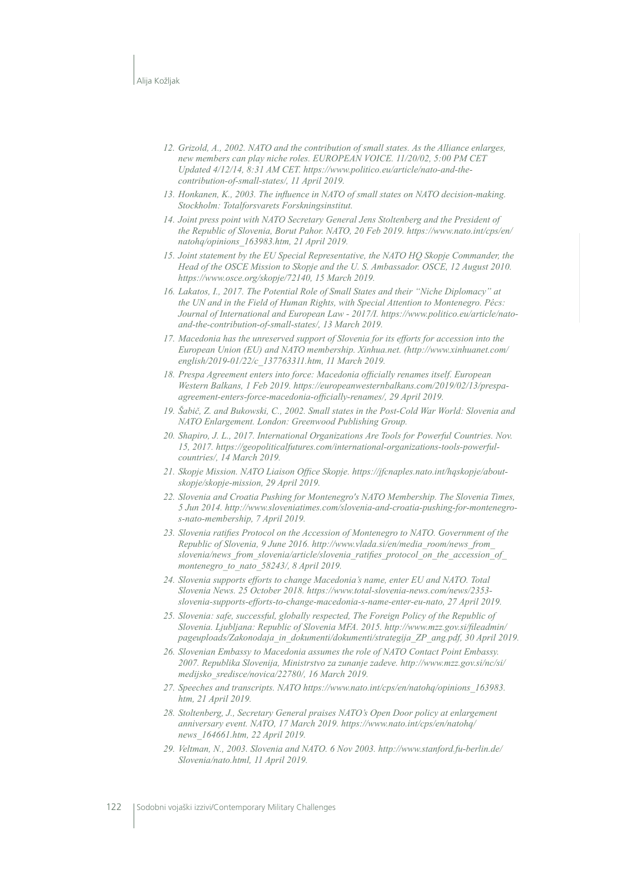12. *Grizold, A., 2002. NATO and the contribution of small states. As the Alliance enlarges, new members can play niche roles. EUROPEAN VOICE. 11/20/02, 5:00 PM CET Updated 4/12/14, 8:31 AM CET. https://www.politico.eu/article/nato-and-the-contribution-of-small-states/, 11 April 2019.*
13. *Honkanen, K., 2003. The influence in NATO of small states on NATO decision-making. Stockholm: Totalforsvarets Forskningsinstitut.*
14. *Joint press point with NATO Secretary General Jens Stoltenberg and the President of the Republic of Slovenia, Borut Pahor. NATO, 20 Feb 2019. https://www.nato.int/cps/en/natohq/opinions_163983.htm, 21 April 2019.*
15. *Joint statement by the EU Special Representative, the NATO HQ Skopje Commander, the Head of the OSCE Mission to Skopje and the U. S. Ambassador. OSCE, 12 August 2010. https://www.osce.org/skopje/72140, 15 March 2019.*
16. *Lakatos, I., 2017. The Potential Role of Small States and their "Niche Diplomacy" at the UN and in the Field of Human Rights, with Special Attention to Montenegro. Pécs: Journal of International and European Law - 2017/I. https://www.politico.eu/article/nato-and-the-contribution-of-small-states/, 13 March 2019.*
17. *Macedonia has the unreserved support of Slovenia for its efforts for accession into the European Union (EU) and NATO membership. Xinhua.net. (http://www.xinhuanet.com/english/2019-01/22/c_137763311.htm, 11 March 2019.*
18. *Prespa Agreement enters into force: Macedonia officially renames itself. European Western Balkans, 1 Feb 2019. https://europeanwesternbalkans.com/2019/02/13/prespa-agreement-enters-force-macedonia-officially-renames/, 29 April 2019.*
19. *Šabič, Z. and Bukowski, C., 2002. Small states in the Post-Cold War World: Slovenia and NATO Enlargement. London: Greenwood Publishing Group.*
20. *Shapiro, J. L., 2017. International Organizations Are Tools for Powerful Countries. Nov. 15, 2017. https://geopoliticalfutures.com/international-organizations-tools-powerful-countries/, 14 March 2019.*
21. *Skopje Mission. NATO Liaison Office Skopje. https://jfcnaples.nato.int/hqskopje/about-skopje/skopje-mission, 29 April 2019.*
22. *Slovenia and Croatia Pushing for Montenegro's NATO Membership. The Slovenia Times, 5 Jun 2014. http://www.sloveniatimes.com/slovenia-and-croatia-pushing-for-montenegro-s-nato-membership, 7 April 2019.*
23. *Slovenia ratifies Protocol on the Accession of Montenegro to NATO. Government of the Republic of Slovenia, 9 June 2016. http://www.vlada.si/en/media_room/news_from_slovenia/news_from_slovenia/article/slovenia_ratifies_protocol_on_the_accession_of_montenegro_to_nato_58243/, 8 April 2019.*
24. *Slovenia supports efforts to change Macedonia's name, enter EU and NATO. Total Slovenia News. 25 October 2018. https://www.total-slovenia-news.com/news/2353-slovenia-supports-efforts-to-change-macedonia-s-name-enter-eu-nato, 27 April 2019.*
25. *Slovenia: safe, successful, globally respected, The Foreign Policy of the Republic of Slovenia. Ljubljana: Republic of Slovenia MFA. 2015. http://www.mzz.gov.si/fileadmin/pageuploads/Zakonodaja_in_dokumenti/dokumenti/strategija_ZP_ang.pdf, 30 April 2019.*
26. *Slovenian Embassy to Macedonia assumes the role of NATO Contact Point Embassy. 2007. Republika Slovenija, Ministrstvo za zunanje zadeve. http://www.mzz.gov.si/nc/si/medijsko_sredisce/novica/22780/, 16 March 2019.*
27. *Speeches and transcripts. NATO https://www.nato.int/cps/en/natohq/opinions_163983.htm, 21 April 2019.*
28. *Stoltenberg, J., Secretary General praises NATO's Open Door policy at enlargement anniversary event. NATO, 17 March 2019. https://www.nato.int/cps/en/natohq/news_164661.htm, 22 April 2019.*
29. *Veltman, N., 2003. Slovenia and NATO. 6 Nov 2003. http://www.stanford.fu-berlin.de/Slovenia/nato.html, 11 April 2019.*